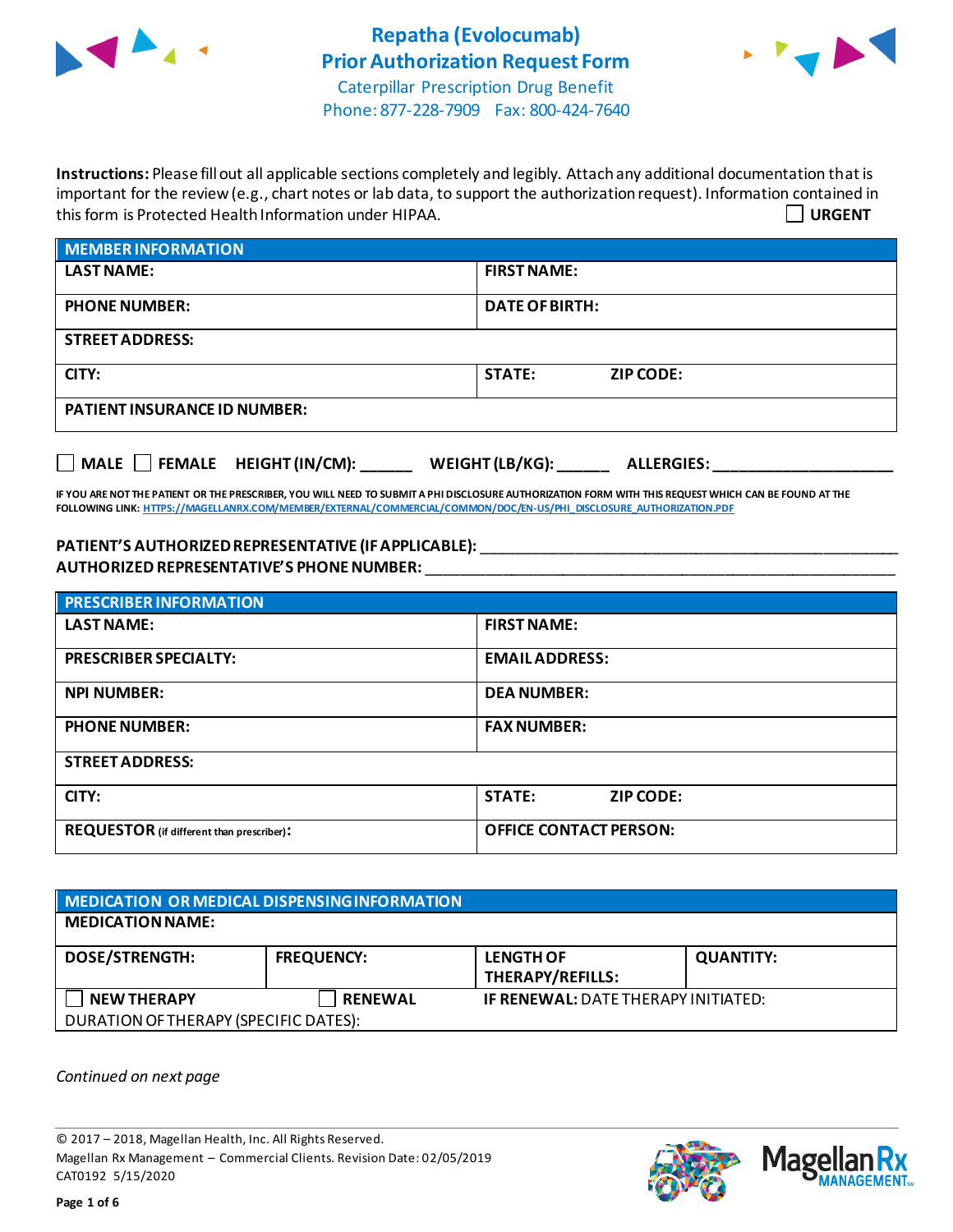# Repatha (Evolocumab) Prior Authorization Request Form

Caterpillar Prescription Drug Benefit
Phone: 877-228-7909 Fax: 800-424-7640

**Instructions:** Please fill out all applicable sections completely and legibly. Attach any additional documentation that is important for the review (e.g., chart notes or lab data, to support the authorization request). Information contained in this form is Protected Health Information under HIPAA.

☐ **URGENT**

| **MEMBER INFORMATION** | | |
|---|---|---|
| **LAST NAME:** | **FIRST NAME:** | |
| **PHONE NUMBER:** | **DATE OF BIRTH:** | |
| **STREET ADDRESS:** | | |
| **CITY:** | **STATE:** | **ZIP CODE:** |
| **PATIENT INSURANCE ID NUMBER:** | | |

☐ **MALE** ☐ **FEMALE** **HEIGHT (IN/CM):** ______ **WEIGHT (LB/KG):** ______ **ALLERGIES:** ____________________

**IF YOU ARE NOT THE PATIENT OR THE PRESCRIBER, YOU WILL NEED TO SUBMIT A PHI DISCLOSURE AUTHORIZATION FORM WITH THIS REQUEST WHICH CAN BE FOUND AT THE FOLLOWING LINK:** HTTPS://MAGELLANRX.COM/MEMBER/EXTERNAL/COMMERCIAL/COMMON/DOC/EN-US/PHI_DISCLOSURE_AUTHORIZATION.PDF

**PATIENT'S AUTHORIZED REPRESENTATIVE (IF APPLICABLE):** ____________________________________________

**AUTHORIZED REPRESENTATIVE'S PHONE NUMBER:** ____________________________________________

| **PRESCRIBER INFORMATION** | | |
|---|---|---|
| **LAST NAME:** | **FIRST NAME:** | |
| **PRESCRIBER SPECIALTY:** | **EMAIL ADDRESS:** | |
| **NPI NUMBER:** | **DEA NUMBER:** | |
| **PHONE NUMBER:** | **FAX NUMBER:** | |
| **STREET ADDRESS:** | | |
| **CITY:** | **STATE:** | **ZIP CODE:** |
| **REQUESTOR** (if different than prescriber)**:** | **OFFICE CONTACT PERSON:** | |

| **MEDICATION OR MEDICAL DISPENSING INFORMATION** | | | |
|---|---|---|---|
| **MEDICATION NAME:** | | | |
| **DOSE/STRENGTH:** | **FREQUENCY:** | **LENGTH OF THERAPY/REFILLS:** | **QUANTITY:** |
| ☐ **NEW THERAPY** | ☐ **RENEWAL** | **IF RENEWAL:** DATE THERAPY INITIATED: | |
| DURATION OF THERAPY (SPECIFIC DATES): | | | |

*Continued on next page*

© 2017 – 2018, Magellan Health, Inc. All Rights Reserved.
Magellan Rx Management – Commercial Clients. Revision Date: 02/05/2019
CAT0192 5/15/2020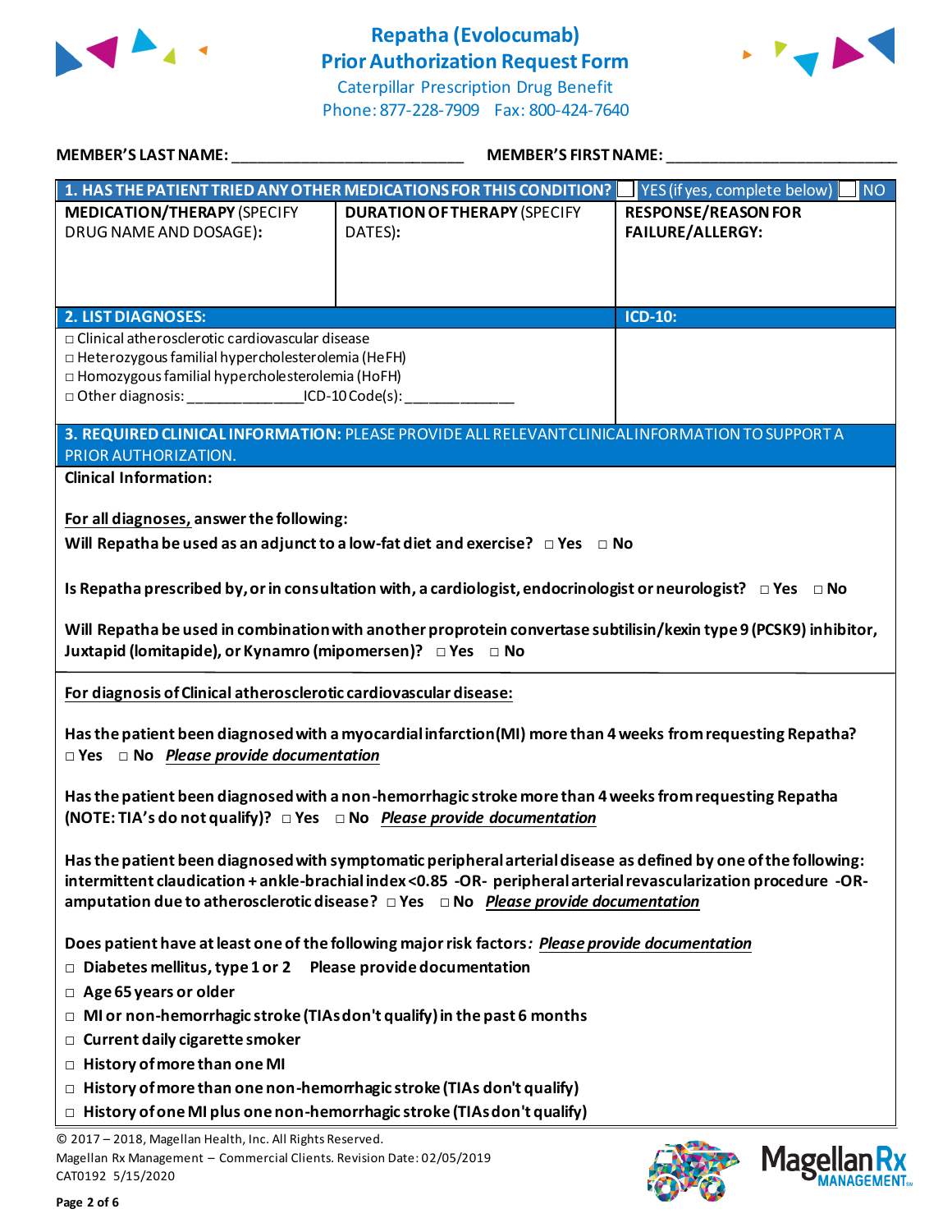# Repatha (Evolocumab) Prior Authorization Request Form

Caterpillar Prescription Drug Benefit
Phone: 877-228-7909 Fax: 800-424-7640

**MEMBER'S LAST NAME:** ___________________________ **MEMBER'S FIRST NAME:** ___________________________

| **1. HAS THE PATIENT TRIED ANY OTHER MEDICATIONS FOR THIS CONDITION?** | | ☐ YES (if yes, complete below) ☐ NO |
|---|---|---|
| **MEDICATION/THERAPY** (SPECIFY DRUG NAME AND DOSAGE): | **DURATION OF THERAPY** (SPECIFY DATES): | **RESPONSE/REASON FOR FAILURE/ALLERGY:** |
| | | |

| **2. LIST DIAGNOSES:** | **ICD-10:** |
|---|---|
| □ Clinical atherosclerotic cardiovascular disease<br>□ Heterozygous familial hypercholesterolemia (HeFH)<br>□ Homozygous familial hypercholesterolemia (HoFH)<br>□ Other diagnosis: ______________ICD-10 Code(s): _____________ | |

**3. REQUIRED CLINICAL INFORMATION:** PLEASE PROVIDE ALL RELEVANT CLINICAL INFORMATION TO SUPPORT A PRIOR AUTHORIZATION.

**Clinical Information:**

**For all diagnoses, answer the following:**

**Will Repatha be used as an adjunct to a low-fat diet and exercise?** □ Yes □ No

**Is Repatha prescribed by, or in consultation with, a cardiologist, endocrinologist or neurologist?** □ Yes □ No

**Will Repatha be used in combination with another proprotein convertase subtilisin/kexin type 9 (PCSK9) inhibitor, Juxtapid (lomitapide), or Kynamro (mipomersen)?** □ Yes □ No

**For diagnosis of Clinical atherosclerotic cardiovascular disease:**

**Has the patient been diagnosed with a myocardial infarction (MI) more than 4 weeks from requesting Repatha?** □ Yes □ No ***Please provide documentation***

**Has the patient been diagnosed with a non-hemorrhagic stroke more than 4 weeks from requesting Repatha (NOTE: TIA's do not qualify)?** □ Yes □ No ***Please provide documentation***

**Has the patient been diagnosed with symptomatic peripheral arterial disease as defined by one of the following: intermittent claudication + ankle-brachial index <0.85 -OR- peripheral arterial revascularization procedure -OR- amputation due to atherosclerotic disease?** □ Yes □ No ***Please provide documentation***

**Does patient have at least one of the following major risk factors*: Please provide documentation***

- □ **Diabetes mellitus, type 1 or 2 Please provide documentation**
- □ **Age 65 years or older**
- □ **MI or non-hemorrhagic stroke (TIAs don't qualify) in the past 6 months**
- □ **Current daily cigarette smoker**
- □ **History of more than one MI**
- □ **History of more than one non-hemorrhagic stroke (TIAs don't qualify)**
- □ **History of one MI plus one non-hemorrhagic stroke (TIAs don't qualify)**

© 2017 – 2018, Magellan Health, Inc. All Rights Reserved.
Magellan Rx Management – Commercial Clients. Revision Date: 02/05/2019
CAT0192 5/15/2020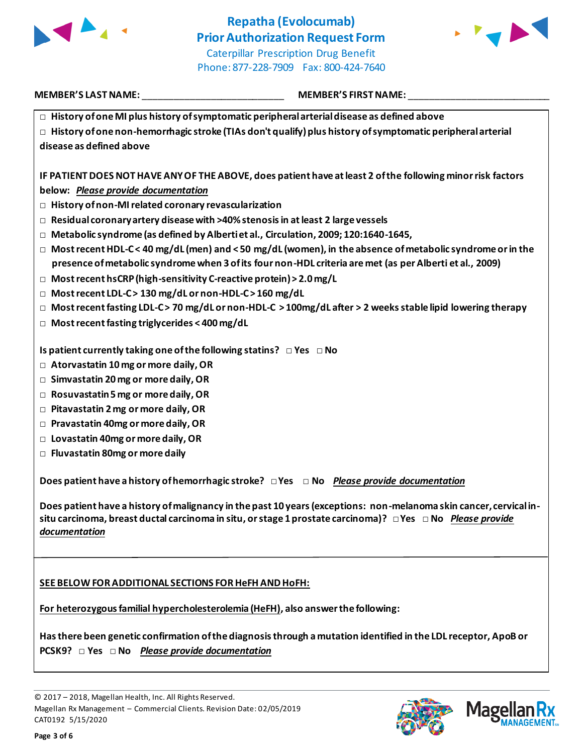# Repatha (Evolocumab) Prior Authorization Request Form

Caterpillar Prescription Drug Benefit
Phone: 877-228-7909 Fax: 800-424-7640

**MEMBER'S LAST NAME:** ___________________________ **MEMBER'S FIRST NAME:** ___________________________

- □ **History of one MI plus history of symptomatic peripheral arterial disease as defined above**
- □ **History of one non-hemorrhagic stroke (TIAs don't qualify) plus history of symptomatic peripheral arterial disease as defined above**

**IF PATIENT DOES NOT HAVE ANY OF THE ABOVE, does patient have at least 2 of the following minor risk factors below:** ***Please provide documentation***

- □ **History of non-MI related coronary revascularization**
- □ **Residual coronary artery disease with >40% stenosis in at least 2 large vessels**
- □ **Metabolic syndrome (as defined by Alberti et al., Circulation, 2009; 120:1640-1645,**
- □ **Most recent HDL-C < 40 mg/dL (men) and < 50 mg/dL (women), in the absence of metabolic syndrome or in the presence of metabolic syndrome when 3 of its four non-HDL criteria are met (as per Alberti et al., 2009)**
- □ **Most recent hsCRP (high-sensitivity C-reactive protein) > 2.0 mg/L**
- □ **Most recent LDL-C > 130 mg/dL or non-HDL-C > 160 mg/dL**
- □ **Most recent fasting LDL-C > 70 mg/dL or non-HDL-C > 100mg/dL after > 2 weeks stable lipid lowering therapy**
- □ **Most recent fasting triglycerides < 400 mg/dL**

**Is patient currently taking one of the following statins?** □ **Yes** □ **No**

- □ **Atorvastatin 10 mg or more daily, OR**
- □ **Simvastatin 20 mg or more daily, OR**
- □ **Rosuvastatin 5 mg or more daily, OR**
- □ **Pitavastatin 2 mg or more daily, OR**
- □ **Pravastatin 40mg or more daily, OR**
- □ **Lovastatin 40mg or more daily, OR**
- □ **Fluvastatin 80mg or more daily**

**Does patient have a history of hemorrhagic stroke?** □ **Yes** □ **No** ***Please provide documentation***

**Does patient have a history of malignancy in the past 10 years (exceptions: non-melanoma skin cancer, cervical in-situ carcinoma, breast ductal carcinoma in situ, or stage 1 prostate carcinoma)?** □ **Yes** □ **No** ***Please provide documentation***

---

**SEE BELOW FOR ADDITIONAL SECTIONS FOR HeFH AND HoFH:**

**For heterozygous familial hypercholesterolemia (HeFH), also answer the following:**

**Has there been genetic confirmation of the diagnosis through a mutation identified in the LDL receptor, ApoB or PCSK9?** □ **Yes** □ **No** ***Please provide documentation***

© 2017 – 2018, Magellan Health, Inc. All Rights Reserved.
Magellan Rx Management – Commercial Clients. Revision Date: 02/05/2019
CAT0192 5/15/2020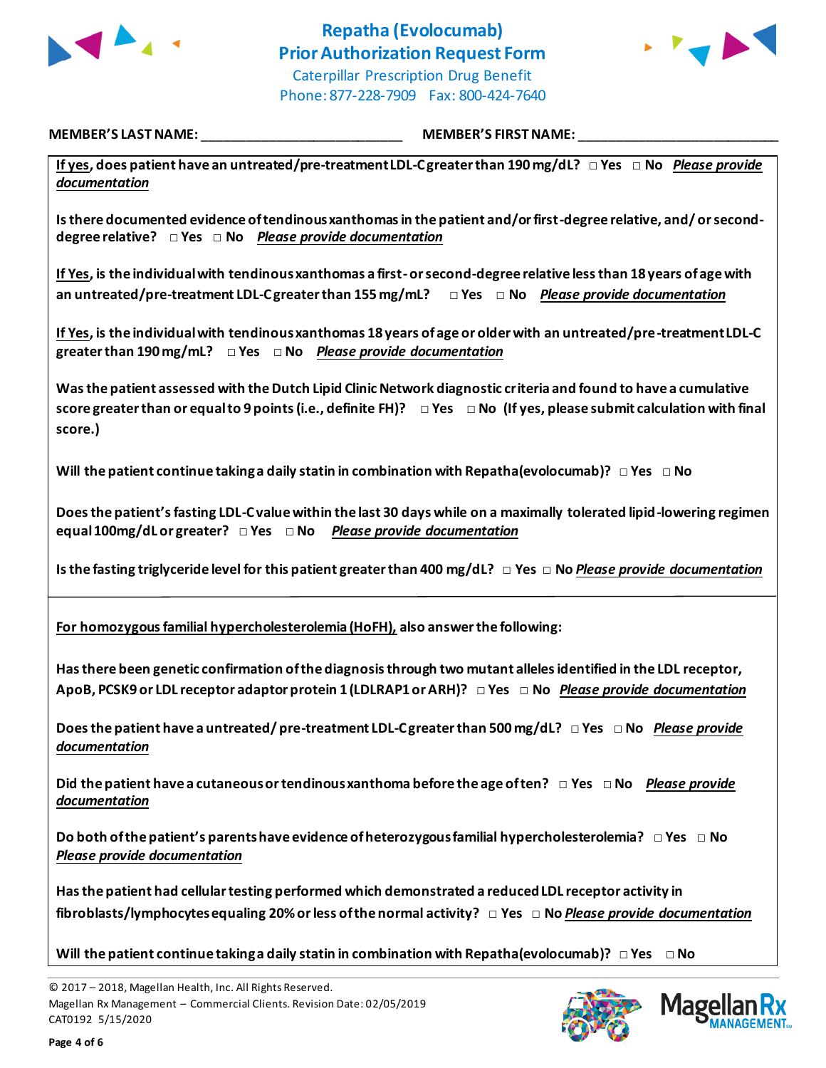**MEMBER'S LAST NAME:** ___________________________ **MEMBER'S FIRST NAME:** ___________________________

**If yes, does patient have an untreated/pre-treatment LDL-C greater than 190 mg/dL?** □ Yes □ No ***Please provide documentation***

**Is there documented evidence of tendinous xanthomas in the patient and/or first-degree relative, and/ or second-degree relative?** □ Yes □ No ***Please provide documentation***

**If Yes, is the individual with tendinous xanthomas a first- or second-degree relative less than 18 years of age with an untreated/pre-treatment LDL-C greater than 155 mg/mL?** □ Yes □ No ***Please provide documentation***

**If Yes, is the individual with tendinous xanthomas 18 years of age or older with an untreated/pre-treatment LDL-C greater than 190 mg/mL?** □ Yes □ No ***Please provide documentation***

**Was the patient assessed with the Dutch Lipid Clinic Network diagnostic criteria and found to have a cumulative score greater than or equal to 9 points (i.e., definite FH)?** □ Yes □ No **(If yes, please submit calculation with final score.)**

**Will the patient continue taking a daily statin in combination with Repatha (evolocumab)?** □ Yes □ No

**Does the patient's fasting LDL-C value within the last 30 days while on a maximally tolerated lipid-lowering regimen equal 100mg/dL or greater?** □ Yes □ No ***Please provide documentation***

**Is the fasting triglyceride level for this patient greater than 400 mg/dL?** □ Yes □ No ***Please provide documentation***

---

**For homozygous familial hypercholesterolemia (HoFH), also answer the following:**

**Has there been genetic confirmation of the diagnosis through two mutant alleles identified in the LDL receptor, ApoB, PCSK9 or LDL receptor adaptor protein 1 (LDLRAP1 or ARH)?** □ Yes □ No ***Please provide documentation***

**Does the patient have a untreated/ pre-treatment LDL-C greater than 500 mg/dL?** □ Yes □ No ***Please provide documentation***

**Did the patient have a cutaneous or tendinous xanthoma before the age of ten?** □ Yes □ No ***Please provide documentation***

**Do both of the patient's parents have evidence of heterozygous familial hypercholesterolemia?** □ Yes □ No ***Please provide documentation***

**Has the patient had cellular testing performed which demonstrated a reduced LDL receptor activity in fibroblasts/lymphocytes equaling 20% or less of the normal activity?** □ Yes □ No ***Please provide documentation***

**Will the patient continue taking a daily statin in combination with Repatha (evolocumab)?** □ Yes □ No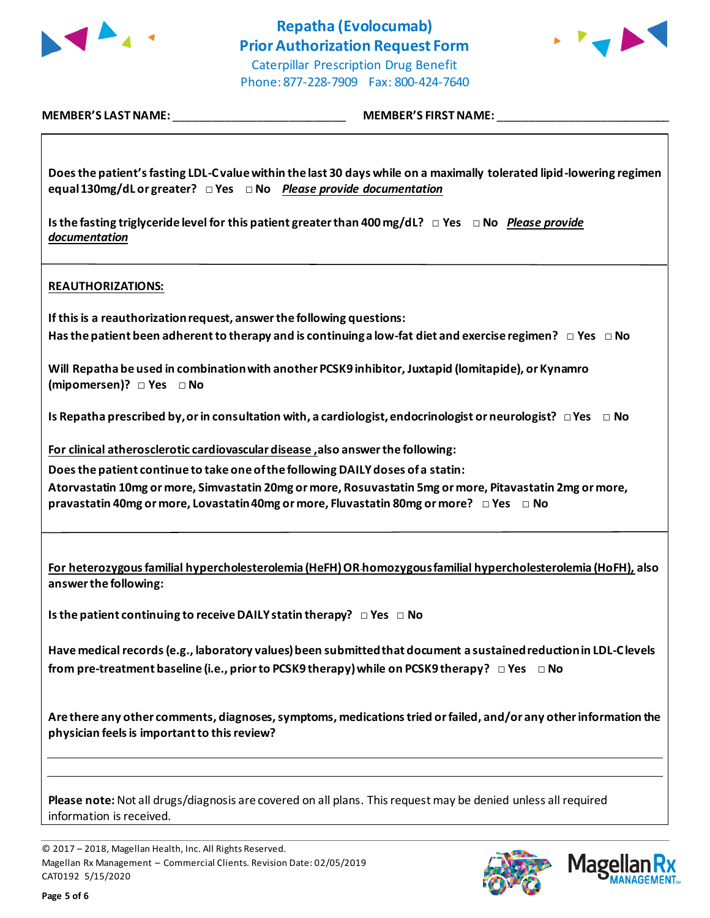# Repatha (Evolocumab) Prior Authorization Request Form

Caterpillar Prescription Drug Benefit
Phone: 877-228-7909 Fax: 800-424-7640

**MEMBER'S LAST NAME:** ___________________________ **MEMBER'S FIRST NAME:** ___________________________

**Does the patient's fasting LDL-C value within the last 30 days while on a maximally tolerated lipid-lowering regimen equal 130mg/dL or greater?** □ **Yes** □ **No** ***Please provide documentation***

**Is the fasting triglyceride level for this patient greater than 400 mg/dL?** □ **Yes** □ **No** ***Please provide documentation***

**REAUTHORIZATIONS:**

**If this is a reauthorization request, answer the following questions:**
**Has the patient been adherent to therapy and is continuing a low-fat diet and exercise regimen?** □ **Yes** □ **No**

**Will Repatha be used in combination with another PCSK9 inhibitor, Juxtapid (lomitapide), or Kynamro (mipomersen)?** □ **Yes** □ **No**

**Is Repatha prescribed by, or in consultation with, a cardiologist, endocrinologist or neurologist?** □ **Yes** □ **No**

**For clinical atherosclerotic cardiovascular disease, also answer the following:**
**Does the patient continue to take one of the following DAILY doses of a statin:**
**Atorvastatin 10mg or more, Simvastatin 20mg or more, Rosuvastatin 5mg or more, Pitavastatin 2mg or more, pravastatin 40mg or more, Lovastatin 40mg or more, Fluvastatin 80mg or more?** □ **Yes** □ **No**

**For heterozygous familial hypercholesterolemia (HeFH) OR homozygous familial hypercholesterolemia (HoFH), also answer the following:**

**Is the patient continuing to receive DAILY statin therapy?** □ **Yes** □ **No**

**Have medical records (e.g., laboratory values) been submitted that document a sustained reduction in LDL-C levels from pre-treatment baseline (i.e., prior to PCSK9 therapy) while on PCSK9 therapy?** □ **Yes** □ **No**

**Are there any other comments, diagnoses, symptoms, medications tried or failed, and/or any other information the physician feels is important to this review?**

_______________________________________________________________________________

_______________________________________________________________________________

**Please note:** Not all drugs/diagnosis are covered on all plans. This request may be denied unless all required information is received.

© 2017 – 2018, Magellan Health, Inc. All Rights Reserved.
Magellan Rx Management – Commercial Clients. Revision Date: 02/05/2019
CAT0192 5/15/2020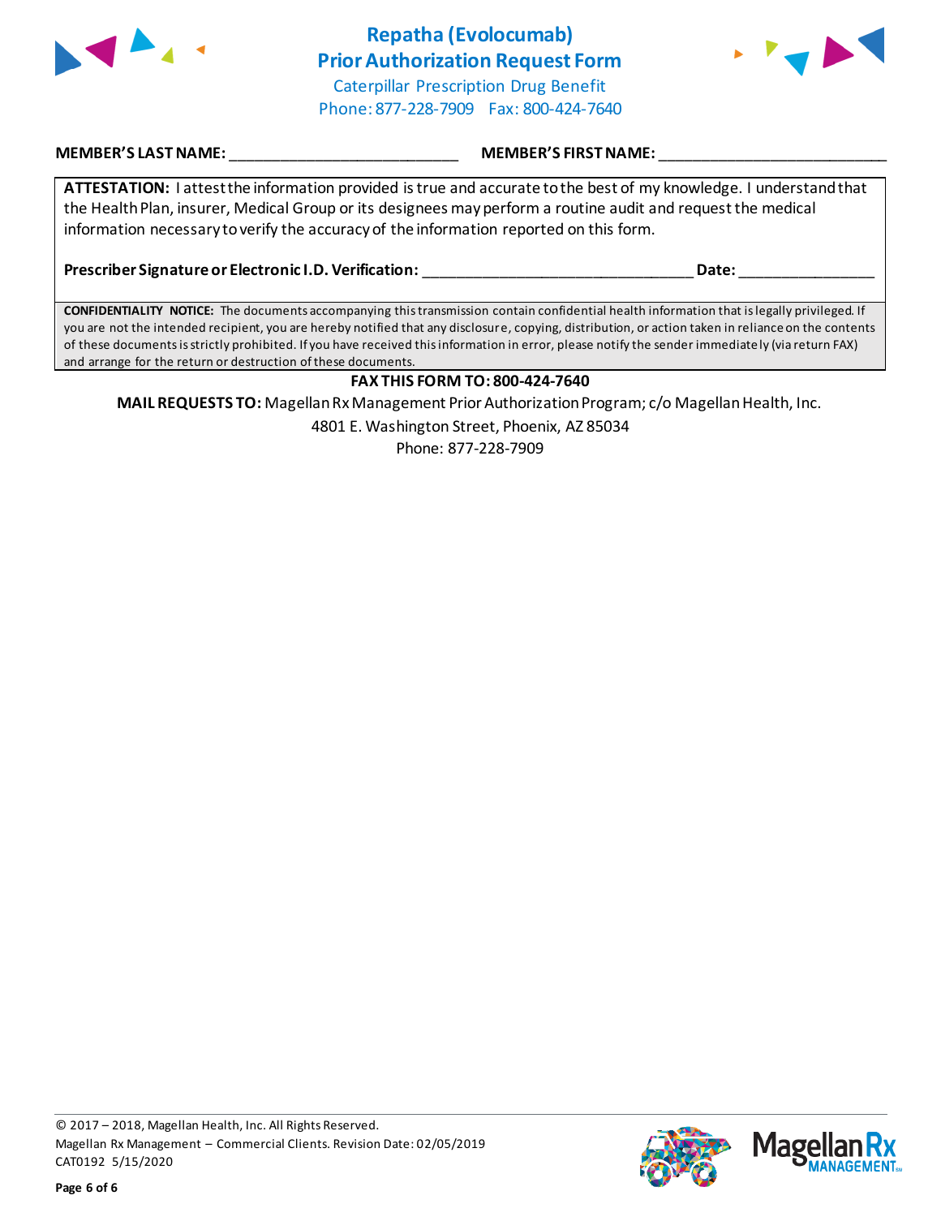# Repatha (Evolocumab)
## Prior Authorization Request Form

Caterpillar Prescription Drug Benefit
Phone: 877-228-7909 Fax: 800-424-7640

**MEMBER'S LAST NAME:** ___________________________ **MEMBER'S FIRST NAME:** ___________________________

**ATTESTATION:** I attest the information provided is true and accurate to the best of my knowledge. I understand that the Health Plan, insurer, Medical Group or its designees may perform a routine audit and request the medical information necessary to verify the accuracy of the information reported on this form.

**Prescriber Signature or Electronic I.D. Verification:** ________________________________ **Date:** ________________

**CONFIDENTIALITY NOTICE:** The documents accompanying this transmission contain confidential health information that is legally privileged. If you are not the intended recipient, you are hereby notified that any disclosure, copying, distribution, or action taken in reliance on the contents of these documents is strictly prohibited. If you have received this information in error, please notify the sender immediately (via return FAX) and arrange for the return or destruction of these documents.

**FAX THIS FORM TO: 800-424-7640**

**MAIL REQUESTS TO:** Magellan Rx Management Prior Authorization Program; c/o Magellan Health, Inc.
4801 E. Washington Street, Phoenix, AZ 85034
Phone: 877-228-7909

© 2017 – 2018, Magellan Health, Inc. All Rights Reserved.
Magellan Rx Management – Commercial Clients. Revision Date: 02/05/2019
CAT0192 5/15/2020